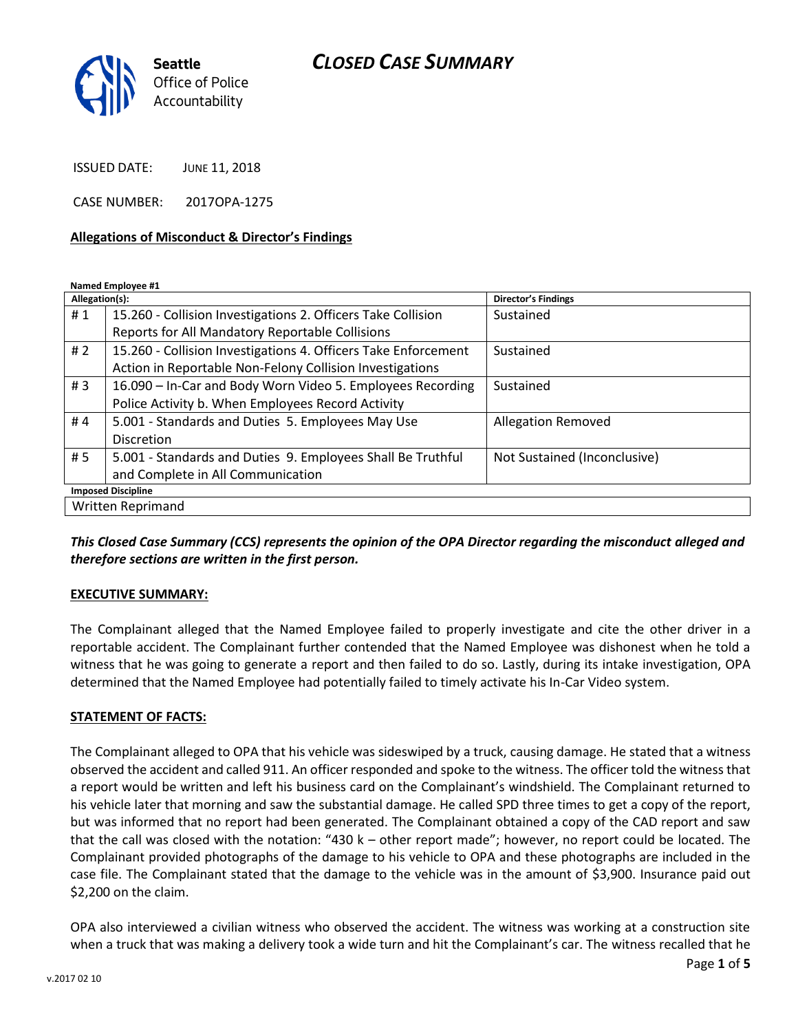# CLOSED CASE SUMMARY

Seattle Office of Police Accountability

ISSUED DATE: JUNE 11, 2018

CASE NUMBER: 2017OPA-1275

**Allegations of Misconduct & Director's Findings**

**Named Employee #1**

| Allegation(s): | | Director's Findings |
|---|---|---|
| # 1 | 15.260 - Collision Investigations 2. Officers Take Collision Reports for All Mandatory Reportable Collisions | Sustained |
| # 2 | 15.260 - Collision Investigations 4. Officers Take Enforcement Action in Reportable Non-Felony Collision Investigations | Sustained |
| # 3 | 16.090 – In-Car and Body Worn Video 5. Employees Recording Police Activity b. When Employees Record Activity | Sustained |
| # 4 | 5.001 - Standards and Duties 5. Employees May Use Discretion | Allegation Removed |
| # 5 | 5.001 - Standards and Duties 9. Employees Shall Be Truthful and Complete in All Communication | Not Sustained (Inconclusive) |
| **Imposed Discipline** | | |
| Written Reprimand | | |

***This Closed Case Summary (CCS) represents the opinion of the OPA Director regarding the misconduct alleged and therefore sections are written in the first person.***

**EXECUTIVE SUMMARY:**

The Complainant alleged that the Named Employee failed to properly investigate and cite the other driver in a reportable accident. The Complainant further contended that the Named Employee was dishonest when he told a witness that he was going to generate a report and then failed to do so. Lastly, during its intake investigation, OPA determined that the Named Employee had potentially failed to timely activate his In-Car Video system.

**STATEMENT OF FACTS:**

The Complainant alleged to OPA that his vehicle was sideswiped by a truck, causing damage. He stated that a witness observed the accident and called 911. An officer responded and spoke to the witness. The officer told the witness that a report would be written and left his business card on the Complainant's windshield. The Complainant returned to his vehicle later that morning and saw the substantial damage. He called SPD three times to get a copy of the report, but was informed that no report had been generated. The Complainant obtained a copy of the CAD report and saw that the call was closed with the notation: "430 k – other report made"; however, no report could be located. The Complainant provided photographs of the damage to his vehicle to OPA and these photographs are included in the case file. The Complainant stated that the damage to the vehicle was in the amount of $3,900. Insurance paid out $2,200 on the claim.

OPA also interviewed a civilian witness who observed the accident. The witness was working at a construction site when a truck that was making a delivery took a wide turn and hit the Complainant's car. The witness recalled that he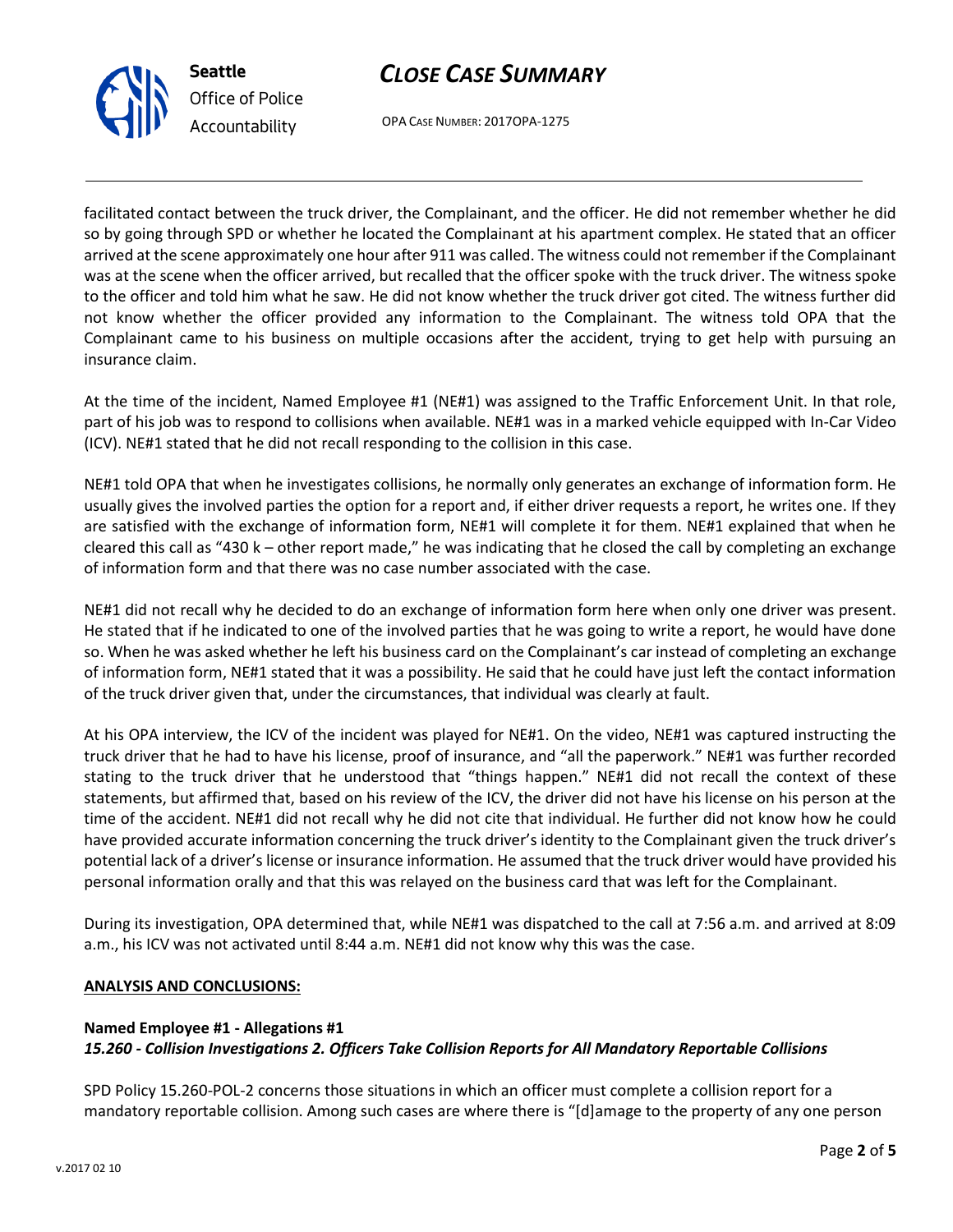facilitated contact between the truck driver, the Complainant, and the officer. He did not remember whether he did so by going through SPD or whether he located the Complainant at his apartment complex. He stated that an officer arrived at the scene approximately one hour after 911 was called. The witness could not remember if the Complainant was at the scene when the officer arrived, but recalled that the officer spoke with the truck driver. The witness spoke to the officer and told him what he saw. He did not know whether the truck driver got cited. The witness further did not know whether the officer provided any information to the Complainant. The witness told OPA that the Complainant came to his business on multiple occasions after the accident, trying to get help with pursuing an insurance claim.

At the time of the incident, Named Employee #1 (NE#1) was assigned to the Traffic Enforcement Unit. In that role, part of his job was to respond to collisions when available. NE#1 was in a marked vehicle equipped with In-Car Video (ICV). NE#1 stated that he did not recall responding to the collision in this case.

NE#1 told OPA that when he investigates collisions, he normally only generates an exchange of information form. He usually gives the involved parties the option for a report and, if either driver requests a report, he writes one. If they are satisfied with the exchange of information form, NE#1 will complete it for them. NE#1 explained that when he cleared this call as "430 k – other report made," he was indicating that he closed the call by completing an exchange of information form and that there was no case number associated with the case.

NE#1 did not recall why he decided to do an exchange of information form here when only one driver was present. He stated that if he indicated to one of the involved parties that he was going to write a report, he would have done so. When he was asked whether he left his business card on the Complainant's car instead of completing an exchange of information form, NE#1 stated that it was a possibility. He said that he could have just left the contact information of the truck driver given that, under the circumstances, that individual was clearly at fault.

At his OPA interview, the ICV of the incident was played for NE#1. On the video, NE#1 was captured instructing the truck driver that he had to have his license, proof of insurance, and "all the paperwork." NE#1 was further recorded stating to the truck driver that he understood that "things happen." NE#1 did not recall the context of these statements, but affirmed that, based on his review of the ICV, the driver did not have his license on his person at the time of the accident. NE#1 did not recall why he did not cite that individual. He further did not know how he could have provided accurate information concerning the truck driver's identity to the Complainant given the truck driver's potential lack of a driver's license or insurance information. He assumed that the truck driver would have provided his personal information orally and that this was relayed on the business card that was left for the Complainant.

During its investigation, OPA determined that, while NE#1 was dispatched to the call at 7:56 a.m. and arrived at 8:09 a.m., his ICV was not activated until 8:44 a.m. NE#1 did not know why this was the case.

**ANALYSIS AND CONCLUSIONS:**

**Named Employee #1 - Allegations #1**
***15.260 - Collision Investigations 2. Officers Take Collision Reports for All Mandatory Reportable Collisions***

SPD Policy 15.260-POL-2 concerns those situations in which an officer must complete a collision report for a mandatory reportable collision. Among such cases are where there is "[d]amage to the property of any one person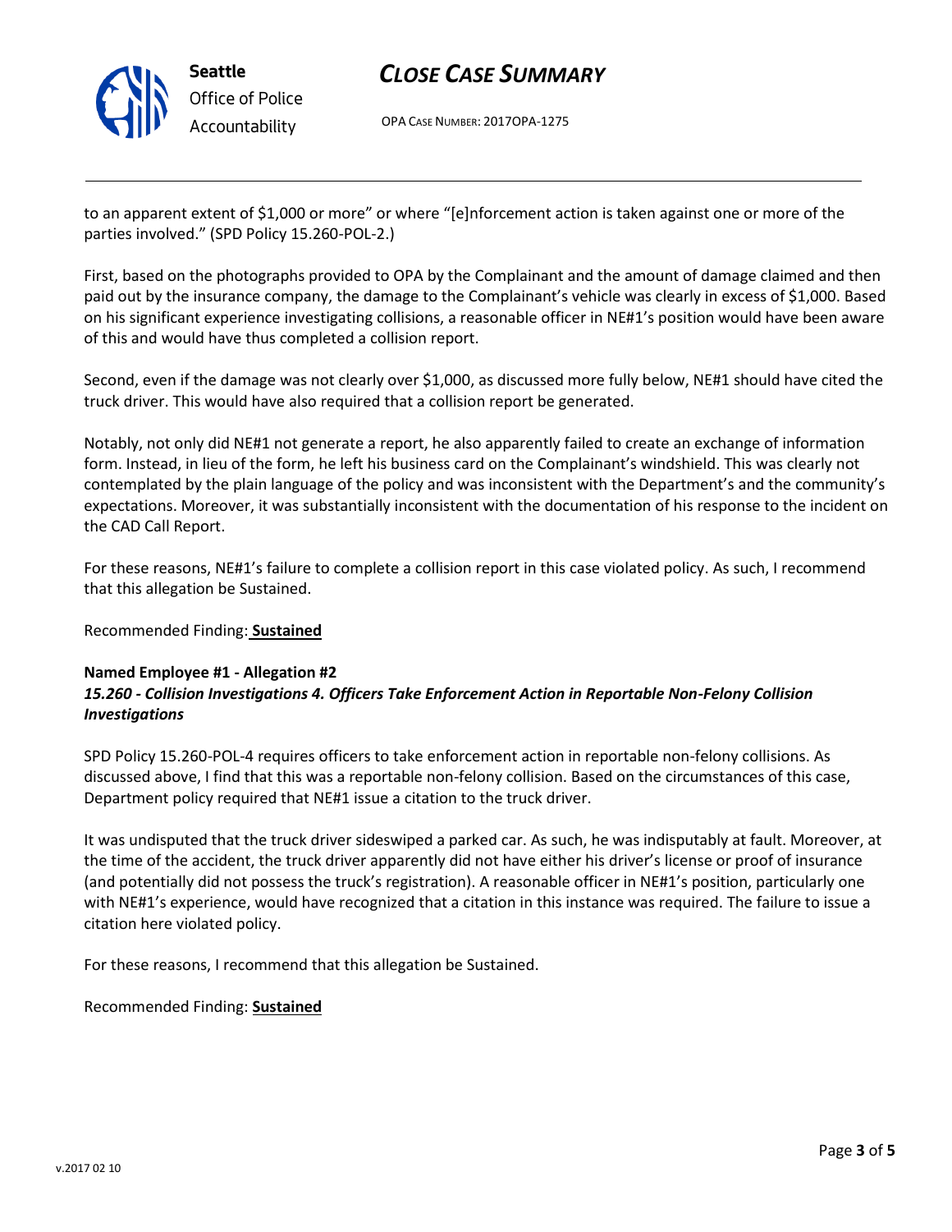to an apparent extent of $1,000 or more" or where "[e]nforcement action is taken against one or more of the parties involved." (SPD Policy 15.260-POL-2.)

First, based on the photographs provided to OPA by the Complainant and the amount of damage claimed and then paid out by the insurance company, the damage to the Complainant's vehicle was clearly in excess of $1,000. Based on his significant experience investigating collisions, a reasonable officer in NE#1's position would have been aware of this and would have thus completed a collision report.

Second, even if the damage was not clearly over $1,000, as discussed more fully below, NE#1 should have cited the truck driver. This would have also required that a collision report be generated.

Notably, not only did NE#1 not generate a report, he also apparently failed to create an exchange of information form. Instead, in lieu of the form, he left his business card on the Complainant's windshield. This was clearly not contemplated by the plain language of the policy and was inconsistent with the Department's and the community's expectations. Moreover, it was substantially inconsistent with the documentation of his response to the incident on the CAD Call Report.

For these reasons, NE#1's failure to complete a collision report in this case violated policy. As such, I recommend that this allegation be Sustained.

Recommended Finding: **Sustained**

**Named Employee #1 - Allegation #2**
***15.260 - Collision Investigations 4. Officers Take Enforcement Action in Reportable Non-Felony Collision Investigations***

SPD Policy 15.260-POL-4 requires officers to take enforcement action in reportable non-felony collisions. As discussed above, I find that this was a reportable non-felony collision. Based on the circumstances of this case, Department policy required that NE#1 issue a citation to the truck driver.

It was undisputed that the truck driver sideswiped a parked car. As such, he was indisputably at fault. Moreover, at the time of the accident, the truck driver apparently did not have either his driver's license or proof of insurance (and potentially did not possess the truck's registration). A reasonable officer in NE#1's position, particularly one with NE#1's experience, would have recognized that a citation in this instance was required. The failure to issue a citation here violated policy.

For these reasons, I recommend that this allegation be Sustained.

Recommended Finding: **Sustained**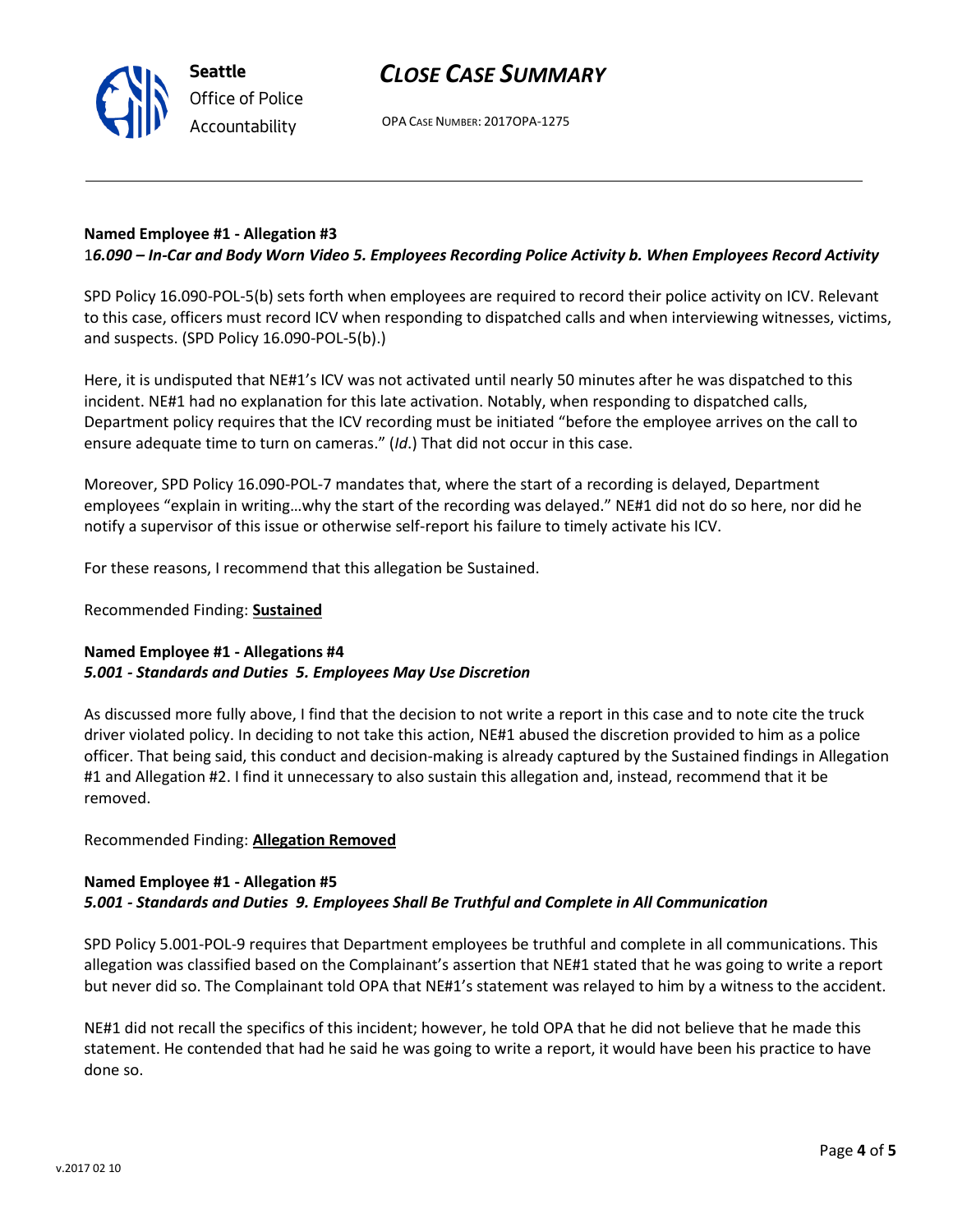**Named Employee #1 - Allegation #3**
*16.090 – In-Car and Body Worn Video 5. Employees Recording Police Activity b. When Employees Record Activity*

SPD Policy 16.090-POL-5(b) sets forth when employees are required to record their police activity on ICV. Relevant to this case, officers must record ICV when responding to dispatched calls and when interviewing witnesses, victims, and suspects. (SPD Policy 16.090-POL-5(b).)

Here, it is undisputed that NE#1's ICV was not activated until nearly 50 minutes after he was dispatched to this incident. NE#1 had no explanation for this late activation. Notably, when responding to dispatched calls, Department policy requires that the ICV recording must be initiated "before the employee arrives on the call to ensure adequate time to turn on cameras." (*Id*.) That did not occur in this case.

Moreover, SPD Policy 16.090-POL-7 mandates that, where the start of a recording is delayed, Department employees "explain in writing…why the start of the recording was delayed." NE#1 did not do so here, nor did he notify a supervisor of this issue or otherwise self-report his failure to timely activate his ICV.

For these reasons, I recommend that this allegation be Sustained.

Recommended Finding: **Sustained**

**Named Employee #1 - Allegations #4**
***5.001 - Standards and Duties 5. Employees May Use Discretion***

As discussed more fully above, I find that the decision to not write a report in this case and to note cite the truck driver violated policy. In deciding to not take this action, NE#1 abused the discretion provided to him as a police officer. That being said, this conduct and decision-making is already captured by the Sustained findings in Allegation #1 and Allegation #2. I find it unnecessary to also sustain this allegation and, instead, recommend that it be removed.

Recommended Finding: **Allegation Removed**

**Named Employee #1 - Allegation #5**
***5.001 - Standards and Duties 9. Employees Shall Be Truthful and Complete in All Communication***

SPD Policy 5.001-POL-9 requires that Department employees be truthful and complete in all communications. This allegation was classified based on the Complainant's assertion that NE#1 stated that he was going to write a report but never did so. The Complainant told OPA that NE#1's statement was relayed to him by a witness to the accident.

NE#1 did not recall the specifics of this incident; however, he told OPA that he did not believe that he made this statement. He contended that had he said he was going to write a report, it would have been his practice to have done so.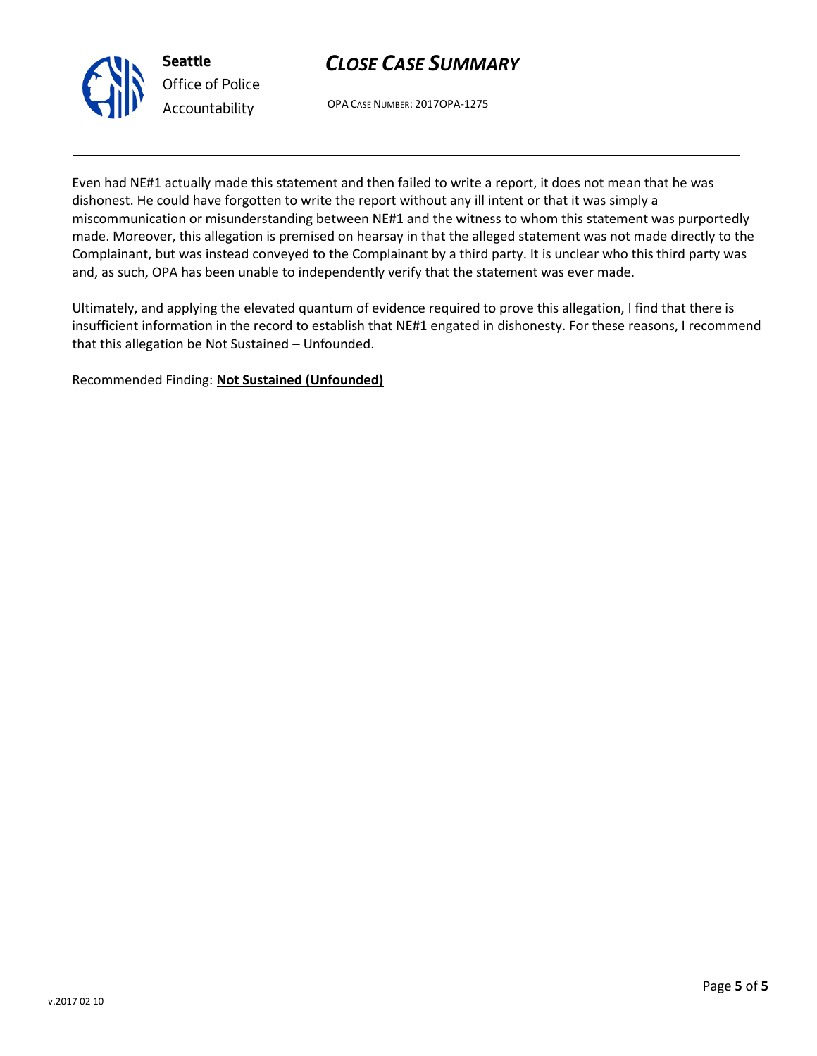Even had NE#1 actually made this statement and then failed to write a report, it does not mean that he was dishonest. He could have forgotten to write the report without any ill intent or that it was simply a miscommunication or misunderstanding between NE#1 and the witness to whom this statement was purportedly made. Moreover, this allegation is premised on hearsay in that the alleged statement was not made directly to the Complainant, but was instead conveyed to the Complainant by a third party. It is unclear who this third party was and, as such, OPA has been unable to independently verify that the statement was ever made.

Ultimately, and applying the elevated quantum of evidence required to prove this allegation, I find that there is insufficient information in the record to establish that NE#1 engated in dishonesty. For these reasons, I recommend that this allegation be Not Sustained – Unfounded.

Recommended Finding: **Not Sustained (Unfounded)**